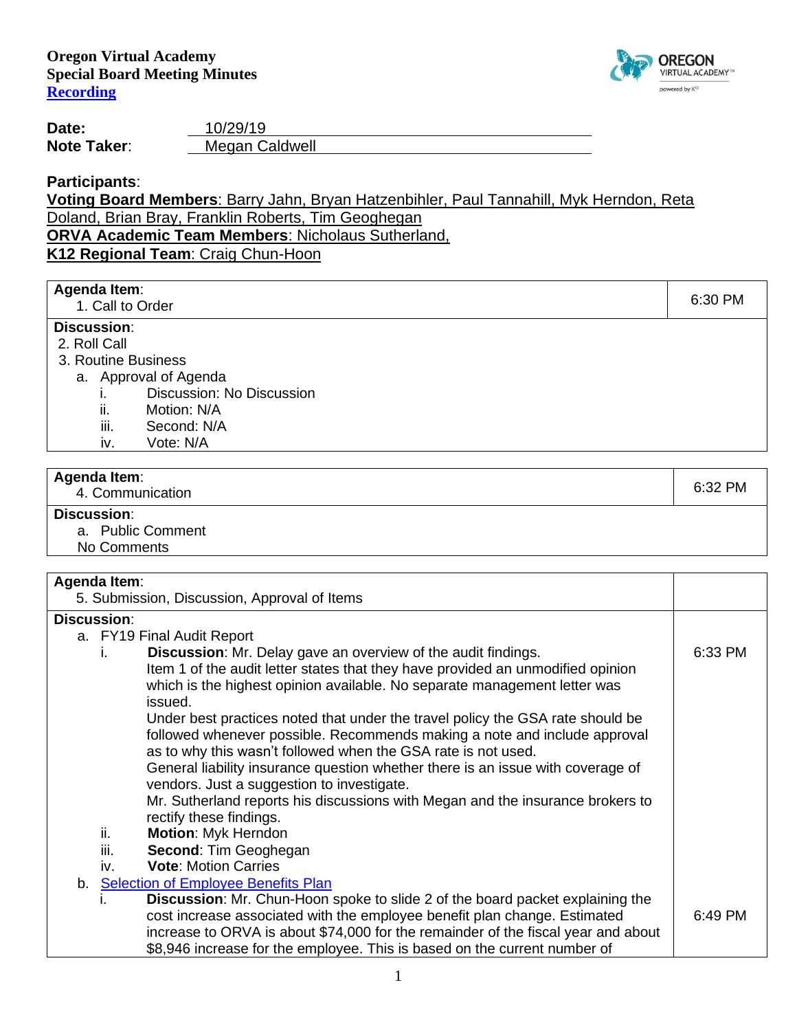**Oregon Virtual Academy**
**Special Board Meeting Minutes**
**[Recording]()**

| | |
|---|---|
| **Date:** | 10/29/19 |
| **Note Taker**: | Megan Caldwell |

**Participants**:
**Voting Board Members**: Barry Jahn, Bryan Hatzenbihler, Paul Tannahill, Myk Herndon, Reta Doland, Brian Bray, Franklin Roberts, Tim Geoghegan
**ORVA Academic Team Members**: Nicholaus Sutherland,
**K12 Regional Team**: Craig Chun-Hoon

| **Agenda Item**: 1. Call to Order | 6:30 PM |
|---|---|
| **Discussion**:<br>2. Roll Call<br>3. Routine Business<br>a. Approval of Agenda<br>i. Discussion: No Discussion<br>ii. Motion: N/A<br>iii. Second: N/A<br>iv. Vote: N/A | |

| **Agenda Item**: 4. Communication | 6:32 PM |
|---|---|
| **Discussion**:<br>a. Public Comment<br>No Comments | |

| **Agenda Item**: 5. Submission, Discussion, Approval of Items | |
|---|---|
| **Discussion**:<br>a. FY19 Final Audit Report<br>i. **Discussion**: Mr. Delay gave an overview of the audit findings. Item 1 of the audit letter states that they have provided an unmodified opinion which is the highest opinion available. No separate management letter was issued. Under best practices noted that under the travel policy the GSA rate should be followed whenever possible. Recommends making a note and include approval as to why this wasn't followed when the GSA rate is not used. General liability insurance question whether there is an issue with coverage of vendors. Just a suggestion to investigate. Mr. Sutherland reports his discussions with Megan and the insurance brokers to rectify these findings.<br>ii. **Motion**: Myk Herndon<br>iii. **Second**: Tim Geoghegan<br>iv. **Vote**: Motion Carries | 6:33 PM |
| b. [Selection of Employee Benefits Plan]()<br>i. **Discussion**: Mr. Chun-Hoon spoke to slide 2 of the board packet explaining the cost increase associated with the employee benefit plan change. Estimated increase to ORVA is about $74,000 for the remainder of the fiscal year and about $8,946 increase for the employee. This is based on the current number of | 6:49 PM |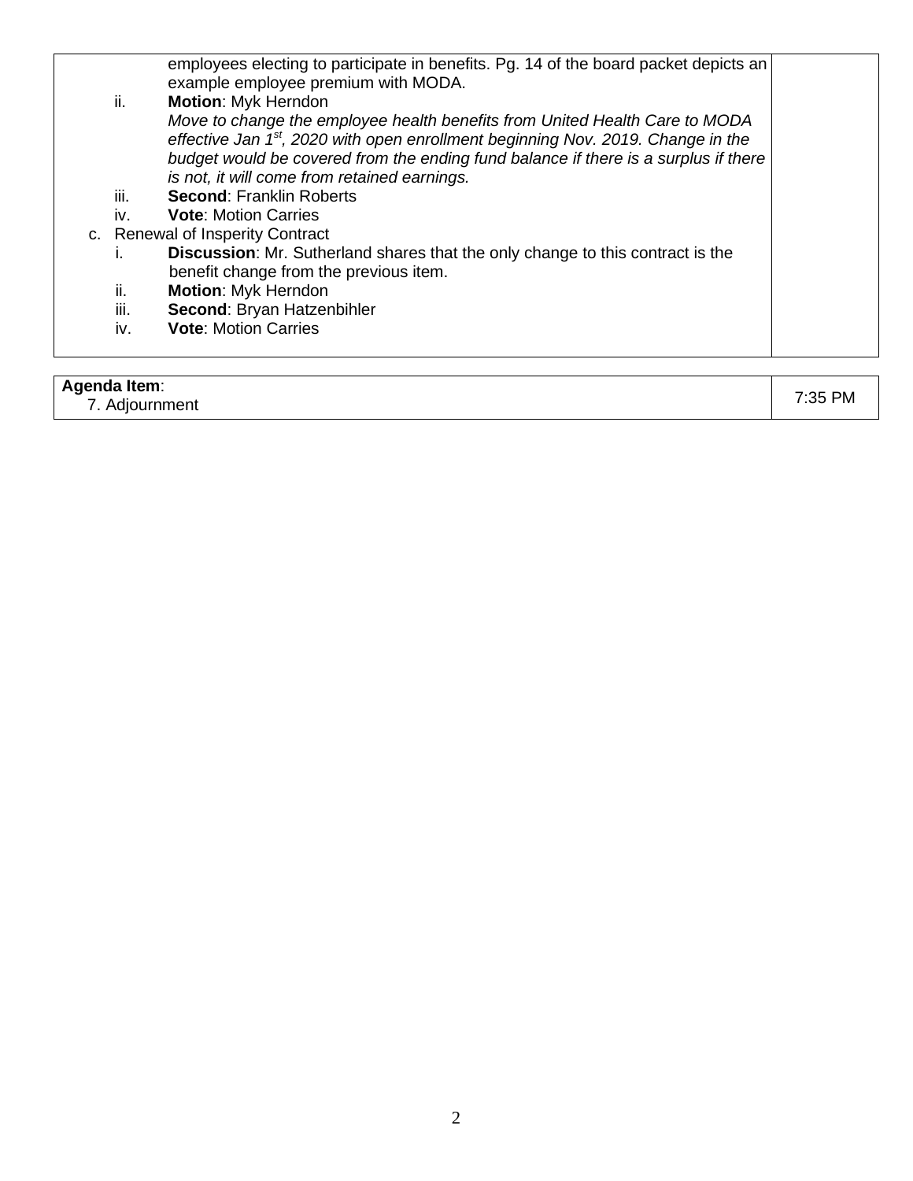| | |
|---|---|
| employees electing to participate in benefits. Pg. 14 of the board packet depicts an example employee premium with MODA.<br>ii. **Motion**: Myk Herndon<br>*Move to change the employee health benefits from United Health Care to MODA effective Jan 1st, 2020 with open enrollment beginning Nov. 2019. Change in the budget would be covered from the ending fund balance if there is a surplus if there is not, it will come from retained earnings.*<br>iii. **Second**: Franklin Roberts<br>iv. **Vote**: Motion Carries<br>c. Renewal of Insperity Contract<br>i. **Discussion**: Mr. Sutherland shares that the only change to this contract is the benefit change from the previous item.<br>ii. **Motion**: Myk Herndon<br>iii. **Second**: Bryan Hatzenbihler<br>iv. **Vote**: Motion Carries | |

| **Agenda Item**: 7. Adjournment | 7:35 PM |
|---|---|